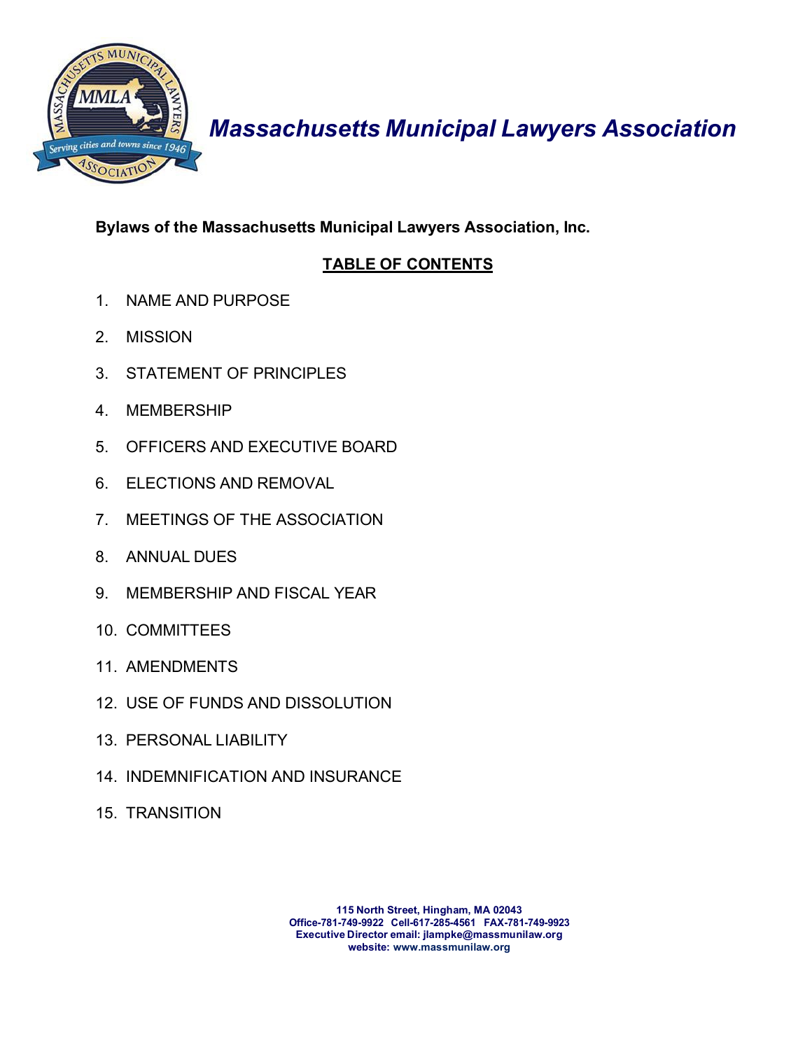# Massachusetts Municipal Lawyers Association

**Bylaws of the Massachusetts Municipal Lawyers Association, Inc.**

## TABLE OF CONTENTS

1. NAME AND PURPOSE
2. MISSION
3. STATEMENT OF PRINCIPLES
4. MEMBERSHIP
5. OFFICERS AND EXECUTIVE BOARD
6. ELECTIONS AND REMOVAL
7. MEETINGS OF THE ASSOCIATION
8. ANNUAL DUES
9. MEMBERSHIP AND FISCAL YEAR
10. COMMITTEES
11. AMENDMENTS
12. USE OF FUNDS AND DISSOLUTION
13. PERSONAL LIABILITY
14. INDEMNIFICATION AND INSURANCE
15. TRANSITION

**115 North Street, Hingham, MA 02043**
**Office-781-749-9922 Cell-617-285-4561 FAX-781-749-9923**
**Executive Director email: jlampke@massmunilaw.org**
**website: www.massmunilaw.org**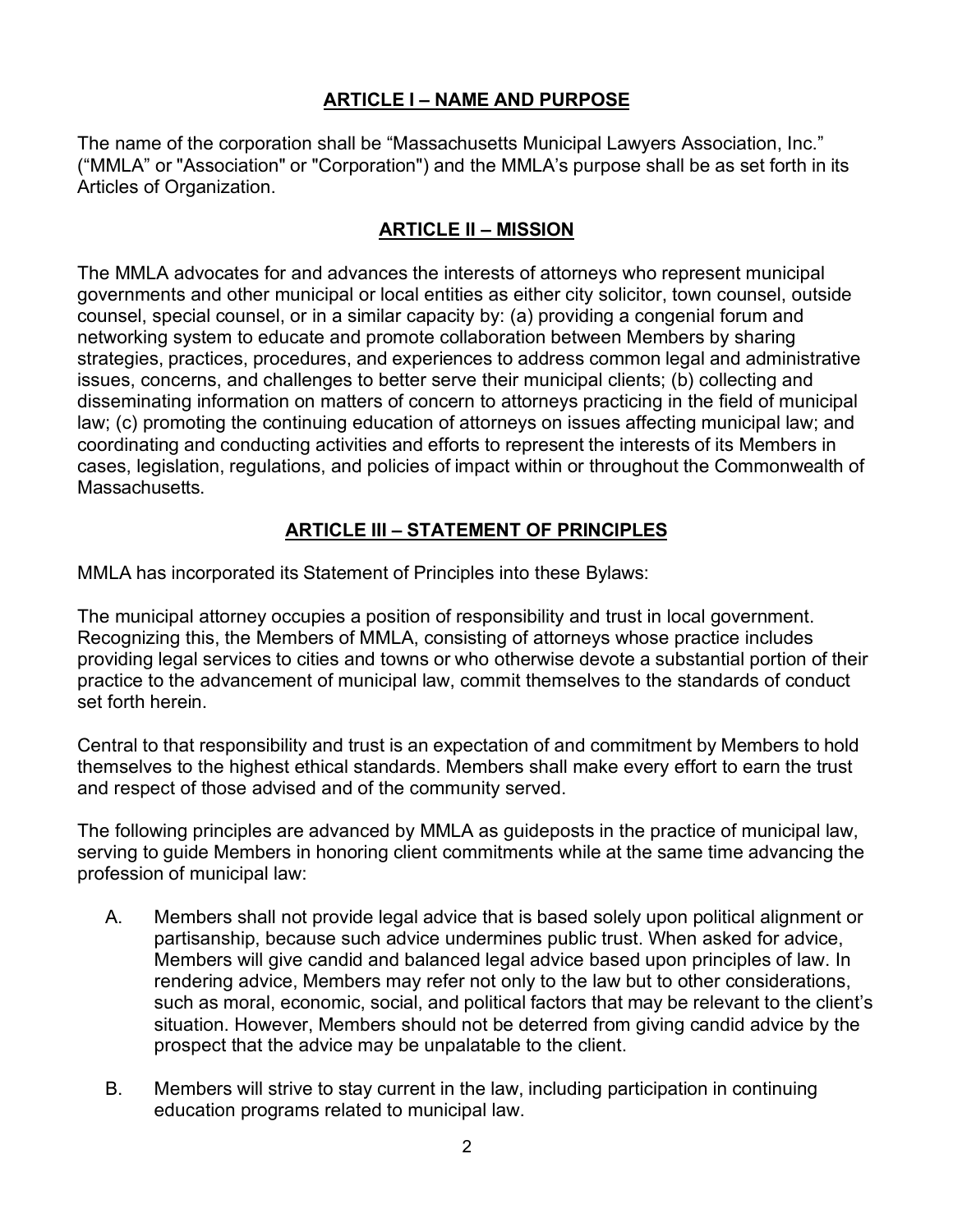## ARTICLE I – NAME AND PURPOSE

The name of the corporation shall be "Massachusetts Municipal Lawyers Association, Inc." ("MMLA" or "Association" or "Corporation") and the MMLA's purpose shall be as set forth in its Articles of Organization.

## ARTICLE II – MISSION

The MMLA advocates for and advances the interests of attorneys who represent municipal governments and other municipal or local entities as either city solicitor, town counsel, outside counsel, special counsel, or in a similar capacity by: (a) providing a congenial forum and networking system to educate and promote collaboration between Members by sharing strategies, practices, procedures, and experiences to address common legal and administrative issues, concerns, and challenges to better serve their municipal clients; (b) collecting and disseminating information on matters of concern to attorneys practicing in the field of municipal law; (c) promoting the continuing education of attorneys on issues affecting municipal law; and coordinating and conducting activities and efforts to represent the interests of its Members in cases, legislation, regulations, and policies of impact within or throughout the Commonwealth of Massachusetts.

## ARTICLE III – STATEMENT OF PRINCIPLES

MMLA has incorporated its Statement of Principles into these Bylaws:

The municipal attorney occupies a position of responsibility and trust in local government. Recognizing this, the Members of MMLA, consisting of attorneys whose practice includes providing legal services to cities and towns or who otherwise devote a substantial portion of their practice to the advancement of municipal law, commit themselves to the standards of conduct set forth herein.

Central to that responsibility and trust is an expectation of and commitment by Members to hold themselves to the highest ethical standards. Members shall make every effort to earn the trust and respect of those advised and of the community served.

The following principles are advanced by MMLA as guideposts in the practice of municipal law, serving to guide Members in honoring client commitments while at the same time advancing the profession of municipal law:

A. Members shall not provide legal advice that is based solely upon political alignment or partisanship, because such advice undermines public trust. When asked for advice, Members will give candid and balanced legal advice based upon principles of law. In rendering advice, Members may refer not only to the law but to other considerations, such as moral, economic, social, and political factors that may be relevant to the client's situation. However, Members should not be deterred from giving candid advice by the prospect that the advice may be unpalatable to the client.

B. Members will strive to stay current in the law, including participation in continuing education programs related to municipal law.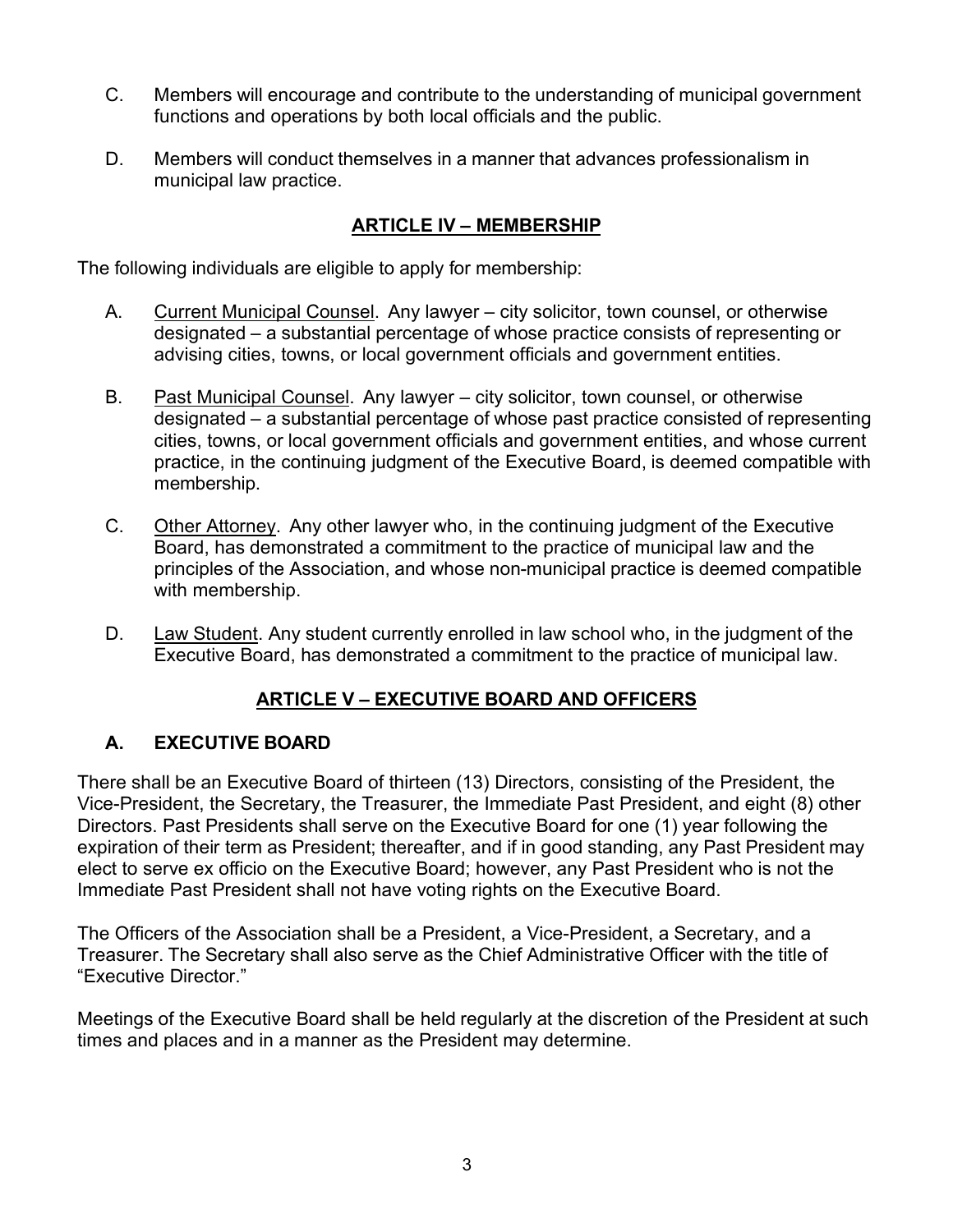C. Members will encourage and contribute to the understanding of municipal government functions and operations by both local officials and the public.

D. Members will conduct themselves in a manner that advances professionalism in municipal law practice.

## ARTICLE IV – MEMBERSHIP

The following individuals are eligible to apply for membership:

A. Current Municipal Counsel. Any lawyer – city solicitor, town counsel, or otherwise designated – a substantial percentage of whose practice consists of representing or advising cities, towns, or local government officials and government entities.

B. Past Municipal Counsel. Any lawyer – city solicitor, town counsel, or otherwise designated – a substantial percentage of whose past practice consisted of representing cities, towns, or local government officials and government entities, and whose current practice, in the continuing judgment of the Executive Board, is deemed compatible with membership.

C. Other Attorney. Any other lawyer who, in the continuing judgment of the Executive Board, has demonstrated a commitment to the practice of municipal law and the principles of the Association, and whose non-municipal practice is deemed compatible with membership.

D. Law Student. Any student currently enrolled in law school who, in the judgment of the Executive Board, has demonstrated a commitment to the practice of municipal law.

## ARTICLE V – EXECUTIVE BOARD AND OFFICERS

### A. EXECUTIVE BOARD

There shall be an Executive Board of thirteen (13) Directors, consisting of the President, the Vice-President, the Secretary, the Treasurer, the Immediate Past President, and eight (8) other Directors. Past Presidents shall serve on the Executive Board for one (1) year following the expiration of their term as President; thereafter, and if in good standing, any Past President may elect to serve ex officio on the Executive Board; however, any Past President who is not the Immediate Past President shall not have voting rights on the Executive Board.

The Officers of the Association shall be a President, a Vice-President, a Secretary, and a Treasurer. The Secretary shall also serve as the Chief Administrative Officer with the title of "Executive Director."

Meetings of the Executive Board shall be held regularly at the discretion of the President at such times and places and in a manner as the President may determine.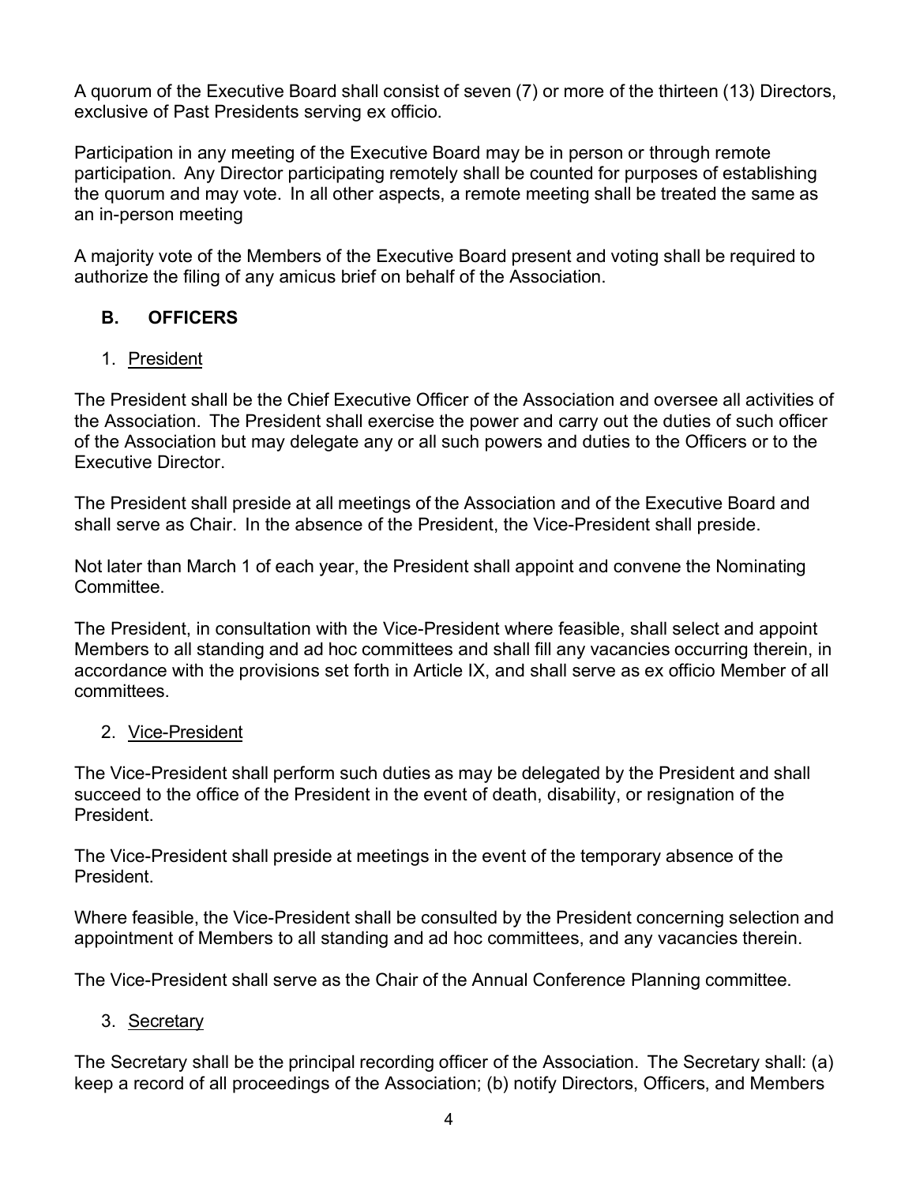A quorum of the Executive Board shall consist of seven (7) or more of the thirteen (13) Directors, exclusive of Past Presidents serving ex officio.

Participation in any meeting of the Executive Board may be in person or through remote participation. Any Director participating remotely shall be counted for purposes of establishing the quorum and may vote. In all other aspects, a remote meeting shall be treated the same as an in-person meeting

A majority vote of the Members of the Executive Board present and voting shall be required to authorize the filing of any amicus brief on behalf of the Association.

## B. OFFICERS

### 1. President

The President shall be the Chief Executive Officer of the Association and oversee all activities of the Association. The President shall exercise the power and carry out the duties of such officer of the Association but may delegate any or all such powers and duties to the Officers or to the Executive Director.

The President shall preside at all meetings of the Association and of the Executive Board and shall serve as Chair. In the absence of the President, the Vice-President shall preside.

Not later than March 1 of each year, the President shall appoint and convene the Nominating Committee.

The President, in consultation with the Vice-President where feasible, shall select and appoint Members to all standing and ad hoc committees and shall fill any vacancies occurring therein, in accordance with the provisions set forth in Article IX, and shall serve as ex officio Member of all committees.

### 2. Vice-President

The Vice-President shall perform such duties as may be delegated by the President and shall succeed to the office of the President in the event of death, disability, or resignation of the President.

The Vice-President shall preside at meetings in the event of the temporary absence of the President.

Where feasible, the Vice-President shall be consulted by the President concerning selection and appointment of Members to all standing and ad hoc committees, and any vacancies therein.

The Vice-President shall serve as the Chair of the Annual Conference Planning committee.

### 3. Secretary

The Secretary shall be the principal recording officer of the Association. The Secretary shall: (a) keep a record of all proceedings of the Association; (b) notify Directors, Officers, and Members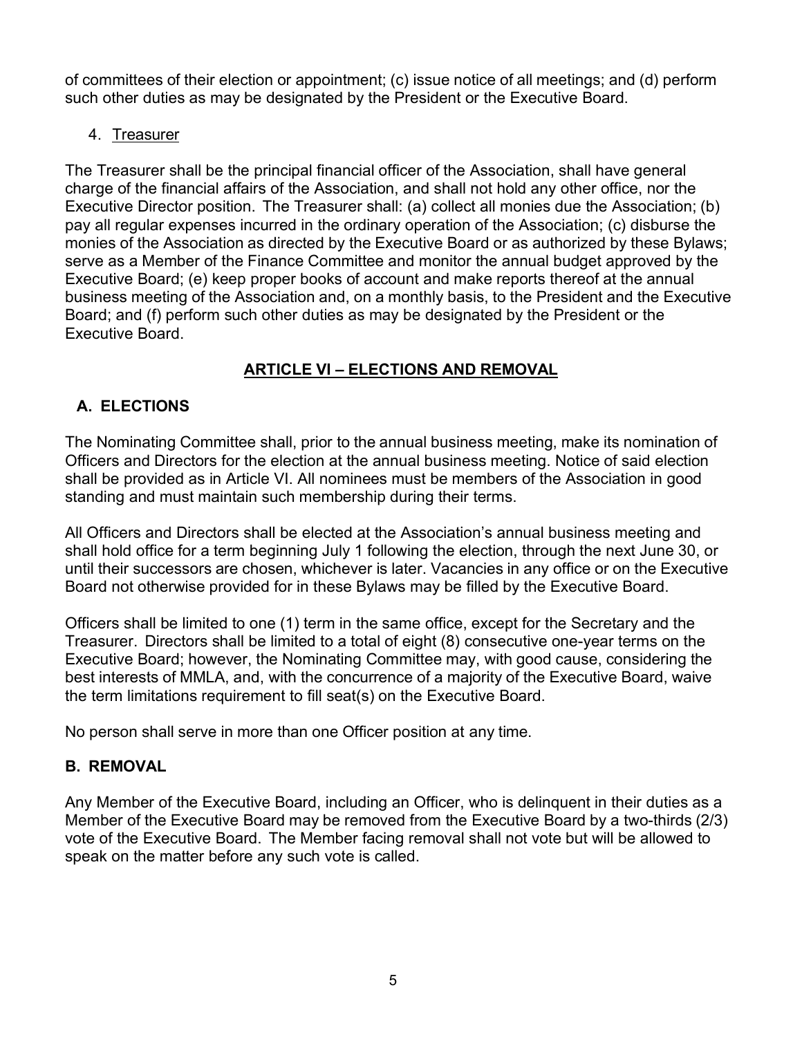of committees of their election or appointment; (c) issue notice of all meetings; and (d) perform such other duties as may be designated by the President or the Executive Board.

4. Treasurer

The Treasurer shall be the principal financial officer of the Association, shall have general charge of the financial affairs of the Association, and shall not hold any other office, nor the Executive Director position. The Treasurer shall: (a) collect all monies due the Association; (b) pay all regular expenses incurred in the ordinary operation of the Association; (c) disburse the monies of the Association as directed by the Executive Board or as authorized by these Bylaws; serve as a Member of the Finance Committee and monitor the annual budget approved by the Executive Board; (e) keep proper books of account and make reports thereof at the annual business meeting of the Association and, on a monthly basis, to the President and the Executive Board; and (f) perform such other duties as may be designated by the President or the Executive Board.

## ARTICLE VI – ELECTIONS AND REMOVAL

### A. ELECTIONS

The Nominating Committee shall, prior to the annual business meeting, make its nomination of Officers and Directors for the election at the annual business meeting. Notice of said election shall be provided as in Article VI. All nominees must be members of the Association in good standing and must maintain such membership during their terms.

All Officers and Directors shall be elected at the Association's annual business meeting and shall hold office for a term beginning July 1 following the election, through the next June 30, or until their successors are chosen, whichever is later. Vacancies in any office or on the Executive Board not otherwise provided for in these Bylaws may be filled by the Executive Board.

Officers shall be limited to one (1) term in the same office, except for the Secretary and the Treasurer. Directors shall be limited to a total of eight (8) consecutive one-year terms on the Executive Board; however, the Nominating Committee may, with good cause, considering the best interests of MMLA, and, with the concurrence of a majority of the Executive Board, waive the term limitations requirement to fill seat(s) on the Executive Board.

No person shall serve in more than one Officer position at any time.

### B. REMOVAL

Any Member of the Executive Board, including an Officer, who is delinquent in their duties as a Member of the Executive Board may be removed from the Executive Board by a two-thirds (2/3) vote of the Executive Board. The Member facing removal shall not vote but will be allowed to speak on the matter before any such vote is called.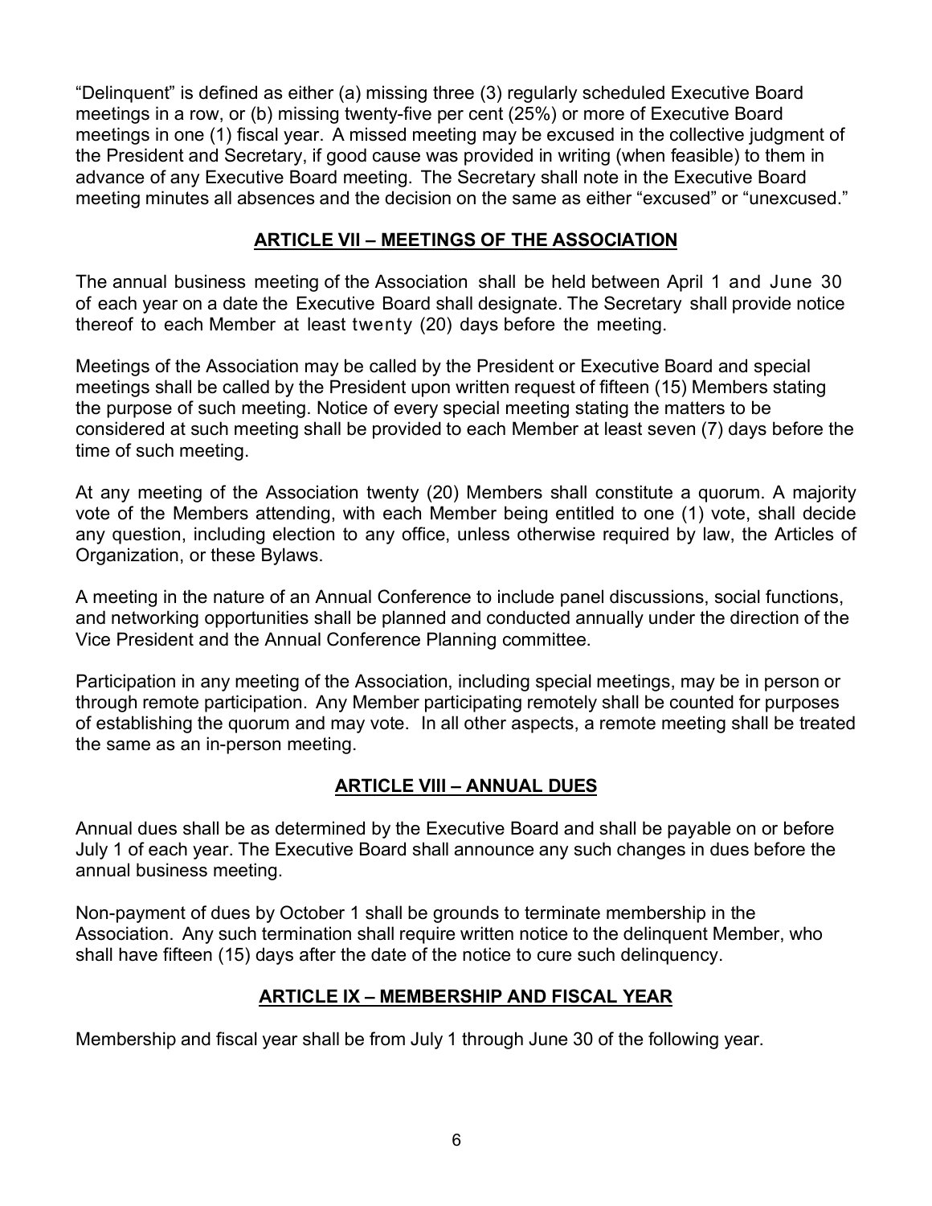"Delinquent" is defined as either (a) missing three (3) regularly scheduled Executive Board meetings in a row, or (b) missing twenty-five per cent (25%) or more of Executive Board meetings in one (1) fiscal year. A missed meeting may be excused in the collective judgment of the President and Secretary, if good cause was provided in writing (when feasible) to them in advance of any Executive Board meeting. The Secretary shall note in the Executive Board meeting minutes all absences and the decision on the same as either "excused" or "unexcused."

## ARTICLE VII – MEETINGS OF THE ASSOCIATION

The annual business meeting of the Association shall be held between April 1 and June 30 of each year on a date the Executive Board shall designate. The Secretary shall provide notice thereof to each Member at least twenty (20) days before the meeting.

Meetings of the Association may be called by the President or Executive Board and special meetings shall be called by the President upon written request of fifteen (15) Members stating the purpose of such meeting. Notice of every special meeting stating the matters to be considered at such meeting shall be provided to each Member at least seven (7) days before the time of such meeting.

At any meeting of the Association twenty (20) Members shall constitute a quorum. A majority vote of the Members attending, with each Member being entitled to one (1) vote, shall decide any question, including election to any office, unless otherwise required by law, the Articles of Organization, or these Bylaws.

A meeting in the nature of an Annual Conference to include panel discussions, social functions, and networking opportunities shall be planned and conducted annually under the direction of the Vice President and the Annual Conference Planning committee.

Participation in any meeting of the Association, including special meetings, may be in person or through remote participation. Any Member participating remotely shall be counted for purposes of establishing the quorum and may vote. In all other aspects, a remote meeting shall be treated the same as an in-person meeting.

## ARTICLE VIII – ANNUAL DUES

Annual dues shall be as determined by the Executive Board and shall be payable on or before July 1 of each year. The Executive Board shall announce any such changes in dues before the annual business meeting.

Non-payment of dues by October 1 shall be grounds to terminate membership in the Association. Any such termination shall require written notice to the delinquent Member, who shall have fifteen (15) days after the date of the notice to cure such delinquency.

## ARTICLE IX – MEMBERSHIP AND FISCAL YEAR

Membership and fiscal year shall be from July 1 through June 30 of the following year.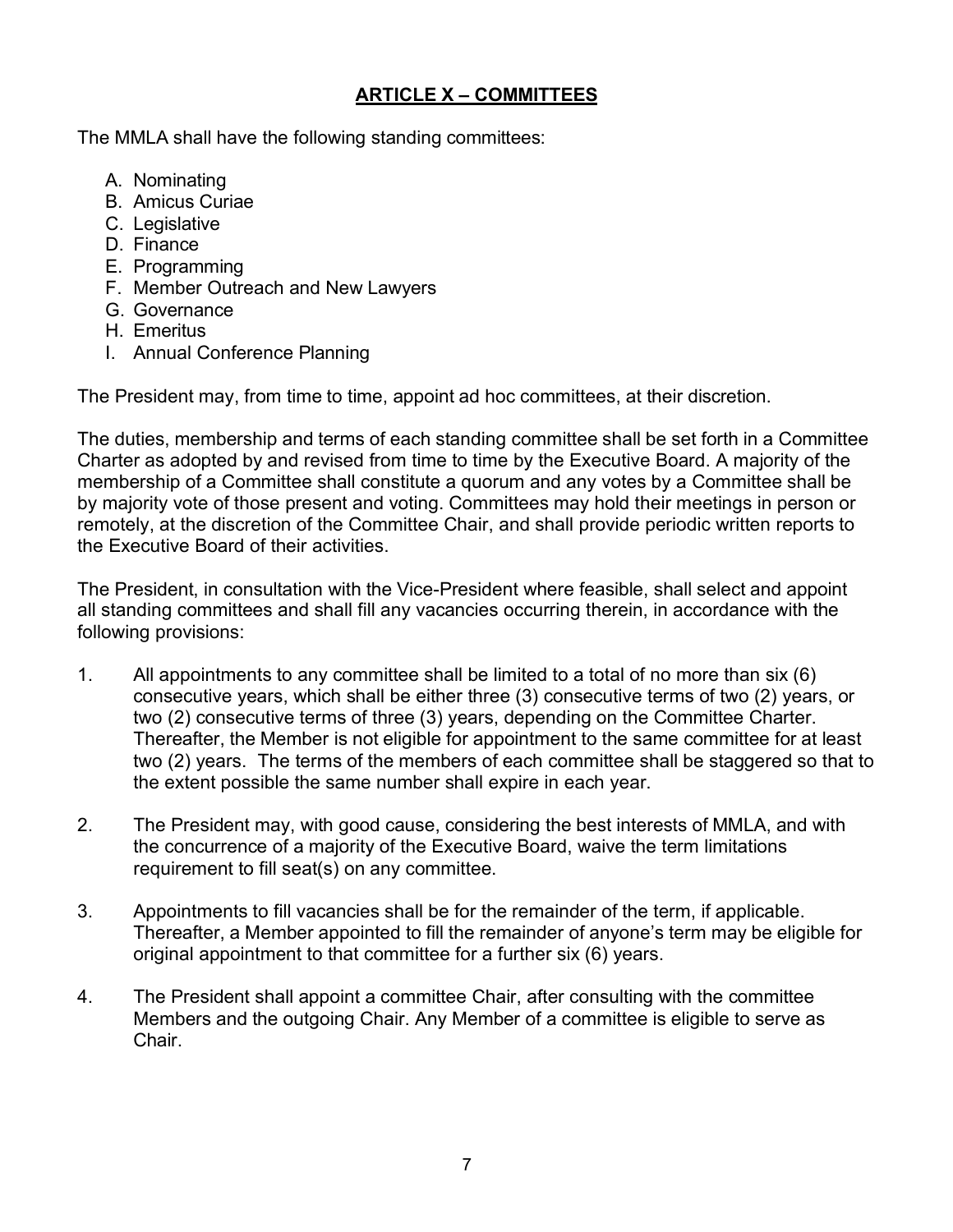## ARTICLE X – COMMITTEES

The MMLA shall have the following standing committees:

A. Nominating
B. Amicus Curiae
C. Legislative
D. Finance
E. Programming
F. Member Outreach and New Lawyers
G. Governance
H. Emeritus
I. Annual Conference Planning

The President may, from time to time, appoint ad hoc committees, at their discretion.

The duties, membership and terms of each standing committee shall be set forth in a Committee Charter as adopted by and revised from time to time by the Executive Board. A majority of the membership of a Committee shall constitute a quorum and any votes by a Committee shall be by majority vote of those present and voting. Committees may hold their meetings in person or remotely, at the discretion of the Committee Chair, and shall provide periodic written reports to the Executive Board of their activities.

The President, in consultation with the Vice-President where feasible, shall select and appoint all standing committees and shall fill any vacancies occurring therein, in accordance with the following provisions:

1. All appointments to any committee shall be limited to a total of no more than six (6) consecutive years, which shall be either three (3) consecutive terms of two (2) years, or two (2) consecutive terms of three (3) years, depending on the Committee Charter. Thereafter, the Member is not eligible for appointment to the same committee for at least two (2) years. The terms of the members of each committee shall be staggered so that to the extent possible the same number shall expire in each year.

2. The President may, with good cause, considering the best interests of MMLA, and with the concurrence of a majority of the Executive Board, waive the term limitations requirement to fill seat(s) on any committee.

3. Appointments to fill vacancies shall be for the remainder of the term, if applicable. Thereafter, a Member appointed to fill the remainder of anyone's term may be eligible for original appointment to that committee for a further six (6) years.

4. The President shall appoint a committee Chair, after consulting with the committee Members and the outgoing Chair. Any Member of a committee is eligible to serve as Chair.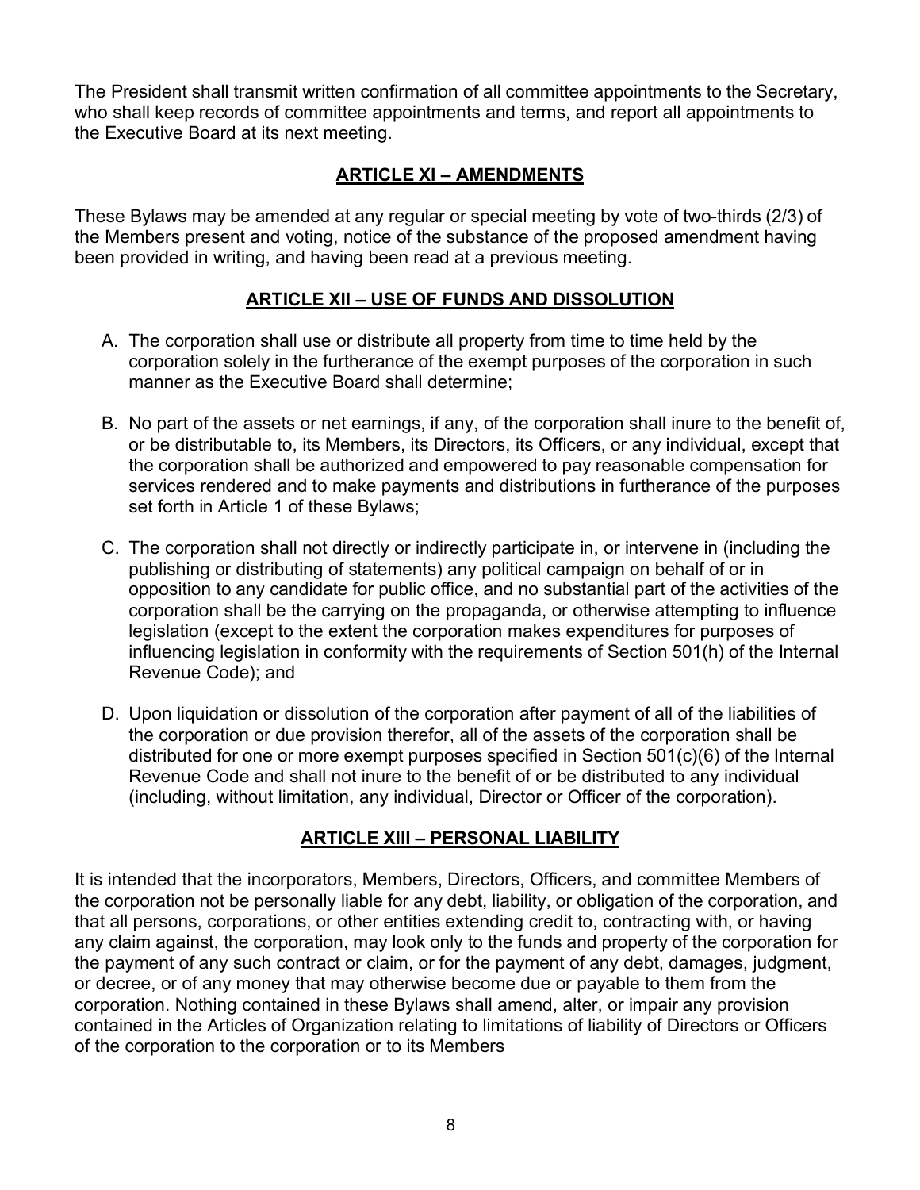The President shall transmit written confirmation of all committee appointments to the Secretary, who shall keep records of committee appointments and terms, and report all appointments to the Executive Board at its next meeting.

## ARTICLE XI – AMENDMENTS

These Bylaws may be amended at any regular or special meeting by vote of two-thirds (2/3) of the Members present and voting, notice of the substance of the proposed amendment having been provided in writing, and having been read at a previous meeting.

## ARTICLE XII – USE OF FUNDS AND DISSOLUTION

A. The corporation shall use or distribute all property from time to time held by the corporation solely in the furtherance of the exempt purposes of the corporation in such manner as the Executive Board shall determine;

B. No part of the assets or net earnings, if any, of the corporation shall inure to the benefit of, or be distributable to, its Members, its Directors, its Officers, or any individual, except that the corporation shall be authorized and empowered to pay reasonable compensation for services rendered and to make payments and distributions in furtherance of the purposes set forth in Article 1 of these Bylaws;

C. The corporation shall not directly or indirectly participate in, or intervene in (including the publishing or distributing of statements) any political campaign on behalf of or in opposition to any candidate for public office, and no substantial part of the activities of the corporation shall be the carrying on the propaganda, or otherwise attempting to influence legislation (except to the extent the corporation makes expenditures for purposes of influencing legislation in conformity with the requirements of Section 501(h) of the Internal Revenue Code); and

D. Upon liquidation or dissolution of the corporation after payment of all of the liabilities of the corporation or due provision therefor, all of the assets of the corporation shall be distributed for one or more exempt purposes specified in Section 501(c)(6) of the Internal Revenue Code and shall not inure to the benefit of or be distributed to any individual (including, without limitation, any individual, Director or Officer of the corporation).

## ARTICLE XIII – PERSONAL LIABILITY

It is intended that the incorporators, Members, Directors, Officers, and committee Members of the corporation not be personally liable for any debt, liability, or obligation of the corporation, and that all persons, corporations, or other entities extending credit to, contracting with, or having any claim against, the corporation, may look only to the funds and property of the corporation for the payment of any such contract or claim, or for the payment of any debt, damages, judgment, or decree, or of any money that may otherwise become due or payable to them from the corporation. Nothing contained in these Bylaws shall amend, alter, or impair any provision contained in the Articles of Organization relating to limitations of liability of Directors or Officers of the corporation to the corporation or to its Members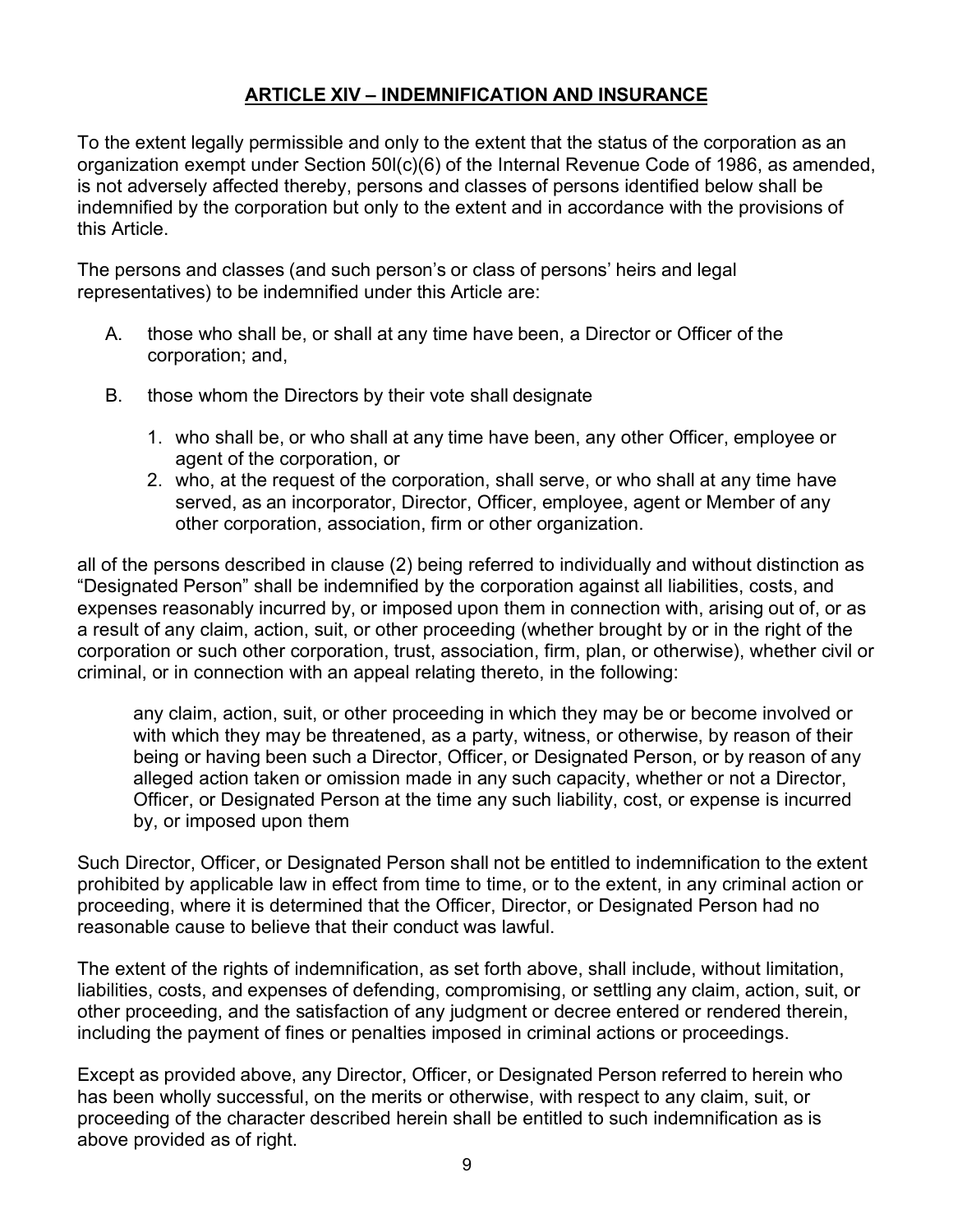## ARTICLE XIV – INDEMNIFICATION AND INSURANCE

To the extent legally permissible and only to the extent that the status of the corporation as an organization exempt under Section 50l(c)(6) of the Internal Revenue Code of 1986, as amended, is not adversely affected thereby, persons and classes of persons identified below shall be indemnified by the corporation but only to the extent and in accordance with the provisions of this Article.

The persons and classes (and such person's or class of persons' heirs and legal representatives) to be indemnified under this Article are:

A. those who shall be, or shall at any time have been, a Director or Officer of the corporation; and,

B. those whom the Directors by their vote shall designate

   1. who shall be, or who shall at any time have been, any other Officer, employee or agent of the corporation, or
   2. who, at the request of the corporation, shall serve, or who shall at any time have served, as an incorporator, Director, Officer, employee, agent or Member of any other corporation, association, firm or other organization.

all of the persons described in clause (2) being referred to individually and without distinction as "Designated Person" shall be indemnified by the corporation against all liabilities, costs, and expenses reasonably incurred by, or imposed upon them in connection with, arising out of, or as a result of any claim, action, suit, or other proceeding (whether brought by or in the right of the corporation or such other corporation, trust, association, firm, plan, or otherwise), whether civil or criminal, or in connection with an appeal relating thereto, in the following:

> any claim, action, suit, or other proceeding in which they may be or become involved or with which they may be threatened, as a party, witness, or otherwise, by reason of their being or having been such a Director, Officer, or Designated Person, or by reason of any alleged action taken or omission made in any such capacity, whether or not a Director, Officer, or Designated Person at the time any such liability, cost, or expense is incurred by, or imposed upon them

Such Director, Officer, or Designated Person shall not be entitled to indemnification to the extent prohibited by applicable law in effect from time to time, or to the extent, in any criminal action or proceeding, where it is determined that the Officer, Director, or Designated Person had no reasonable cause to believe that their conduct was lawful.

The extent of the rights of indemnification, as set forth above, shall include, without limitation, liabilities, costs, and expenses of defending, compromising, or settling any claim, action, suit, or other proceeding, and the satisfaction of any judgment or decree entered or rendered therein, including the payment of fines or penalties imposed in criminal actions or proceedings.

Except as provided above, any Director, Officer, or Designated Person referred to herein who has been wholly successful, on the merits or otherwise, with respect to any claim, suit, or proceeding of the character described herein shall be entitled to such indemnification as is above provided as of right.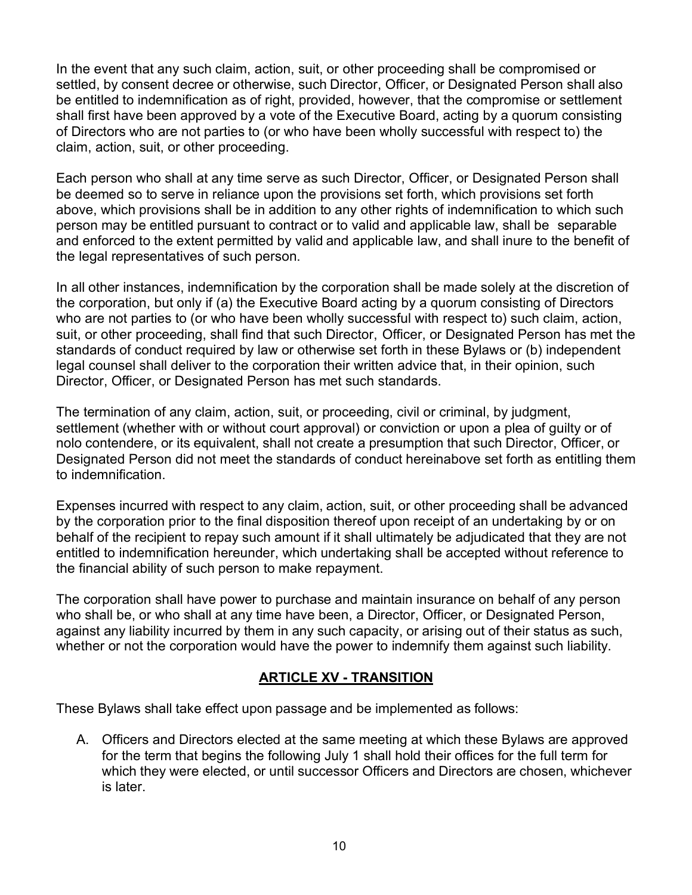In the event that any such claim, action, suit, or other proceeding shall be compromised or settled, by consent decree or otherwise, such Director, Officer, or Designated Person shall also be entitled to indemnification as of right, provided, however, that the compromise or settlement shall first have been approved by a vote of the Executive Board, acting by a quorum consisting of Directors who are not parties to (or who have been wholly successful with respect to) the claim, action, suit, or other proceeding.

Each person who shall at any time serve as such Director, Officer, or Designated Person shall be deemed so to serve in reliance upon the provisions set forth, which provisions set forth above, which provisions shall be in addition to any other rights of indemnification to which such person may be entitled pursuant to contract or to valid and applicable law, shall be separable and enforced to the extent permitted by valid and applicable law, and shall inure to the benefit of the legal representatives of such person.

In all other instances, indemnification by the corporation shall be made solely at the discretion of the corporation, but only if (a) the Executive Board acting by a quorum consisting of Directors who are not parties to (or who have been wholly successful with respect to) such claim, action, suit, or other proceeding, shall find that such Director, Officer, or Designated Person has met the standards of conduct required by law or otherwise set forth in these Bylaws or (b) independent legal counsel shall deliver to the corporation their written advice that, in their opinion, such Director, Officer, or Designated Person has met such standards.

The termination of any claim, action, suit, or proceeding, civil or criminal, by judgment, settlement (whether with or without court approval) or conviction or upon a plea of guilty or of nolo contendere, or its equivalent, shall not create a presumption that such Director, Officer, or Designated Person did not meet the standards of conduct hereinabove set forth as entitling them to indemnification.

Expenses incurred with respect to any claim, action, suit, or other proceeding shall be advanced by the corporation prior to the final disposition thereof upon receipt of an undertaking by or on behalf of the recipient to repay such amount if it shall ultimately be adjudicated that they are not entitled to indemnification hereunder, which undertaking shall be accepted without reference to the financial ability of such person to make repayment.

The corporation shall have power to purchase and maintain insurance on behalf of any person who shall be, or who shall at any time have been, a Director, Officer, or Designated Person, against any liability incurred by them in any such capacity, or arising out of their status as such, whether or not the corporation would have the power to indemnify them against such liability.

## ARTICLE XV - TRANSITION

These Bylaws shall take effect upon passage and be implemented as follows:

A. Officers and Directors elected at the same meeting at which these Bylaws are approved for the term that begins the following July 1 shall hold their offices for the full term for which they were elected, or until successor Officers and Directors are chosen, whichever is later.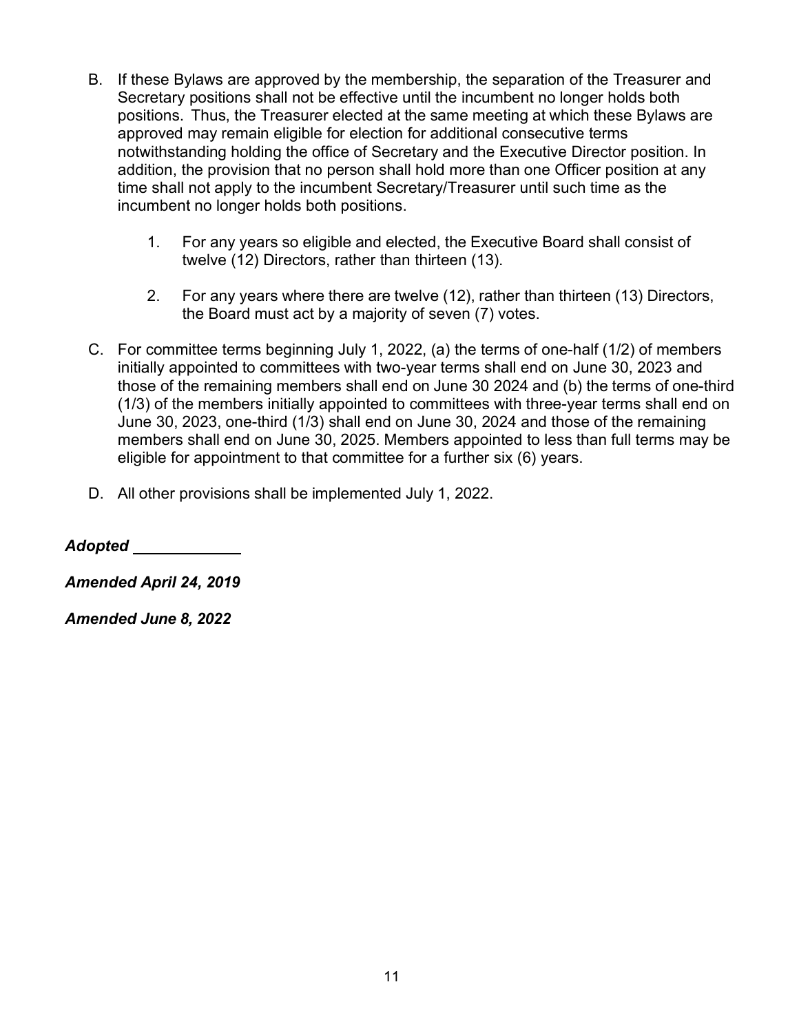B. If these Bylaws are approved by the membership, the separation of the Treasurer and Secretary positions shall not be effective until the incumbent no longer holds both positions. Thus, the Treasurer elected at the same meeting at which these Bylaws are approved may remain eligible for election for additional consecutive terms notwithstanding holding the office of Secretary and the Executive Director position. In addition, the provision that no person shall hold more than one Officer position at any time shall not apply to the incumbent Secretary/Treasurer until such time as the incumbent no longer holds both positions.

   1. For any years so eligible and elected, the Executive Board shall consist of twelve (12) Directors, rather than thirteen (13).

   2. For any years where there are twelve (12), rather than thirteen (13) Directors, the Board must act by a majority of seven (7) votes.

C. For committee terms beginning July 1, 2022, (a) the terms of one-half (1/2) of members initially appointed to committees with two-year terms shall end on June 30, 2023 and those of the remaining members shall end on June 30 2024 and (b) the terms of one-third (1/3) of the members initially appointed to committees with three-year terms shall end on June 30, 2023, one-third (1/3) shall end on June 30, 2024 and those of the remaining members shall end on June 30, 2025. Members appointed to less than full terms may be eligible for appointment to that committee for a further six (6) years.

D. All other provisions shall be implemented July 1, 2022.

***Adopted*** ____________

***Amended April 24, 2019***

***Amended June 8, 2022***